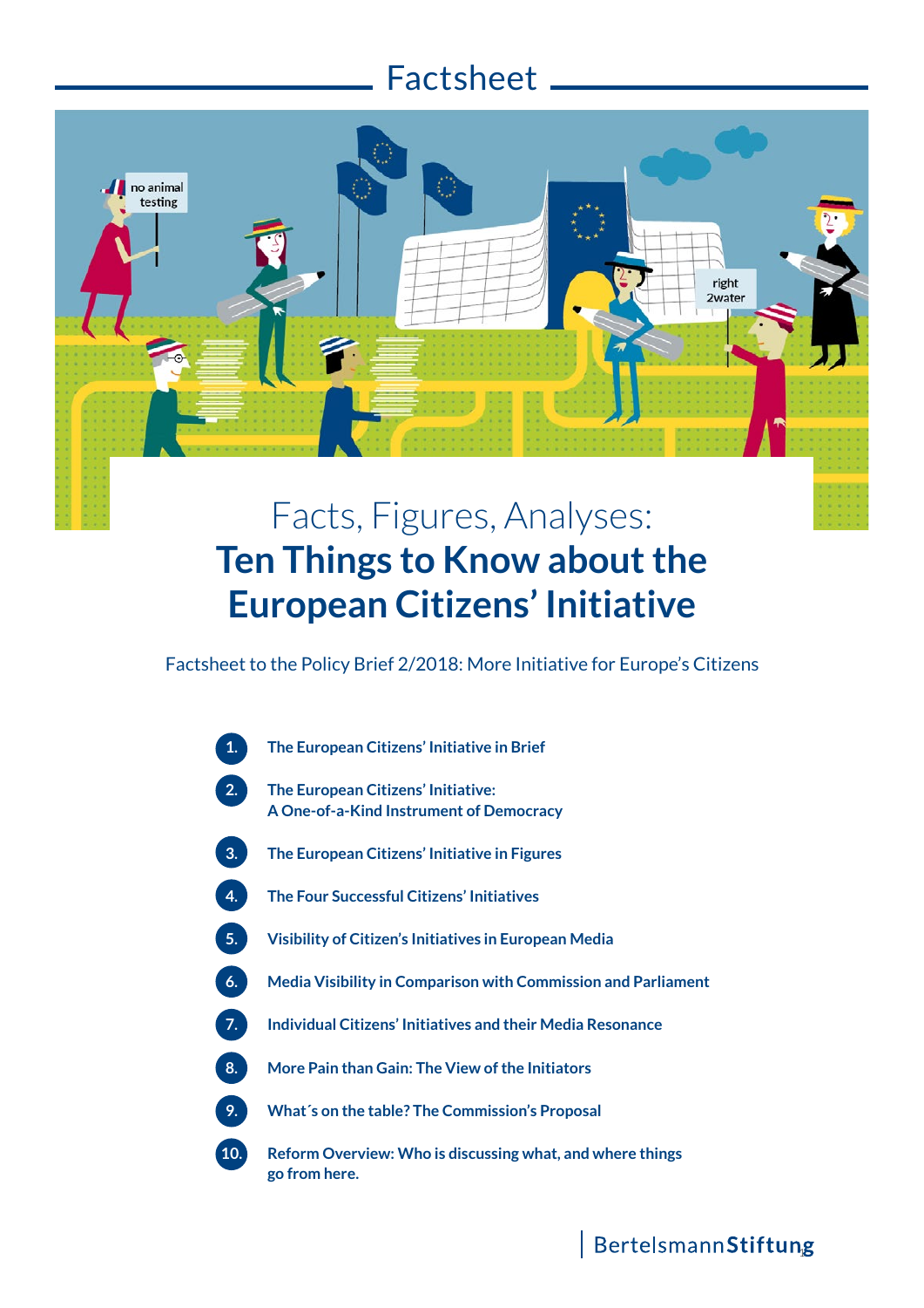# Factsheet

## Facts, Figures, Analyses:
# Ten Things to Know about the European Citizens' Initiative

Factsheet to the Policy Brief 2/2018: More Initiative for Europe's Citizens

1. **The European Citizens' Initiative in Brief**
2. **The European Citizens' Initiative: A One-of-a-Kind Instrument of Democracy**
3. **The European Citizens' Initiative in Figures**
4. **The Four Successful Citizens' Initiatives**
5. **Visibility of Citizen's Initiatives in European Media**
6. **Media Visibility in Comparison with Commission and Parliament**
7. **Individual Citizens' Initiatives and their Media Resonance**
8. **More Pain than Gain: The View of the Initiators**
9. **What´s on the table? The Commission's Proposal**
10. **Reform Overview: Who is discussing what, and where things go from here.**

BertelsmannStiftung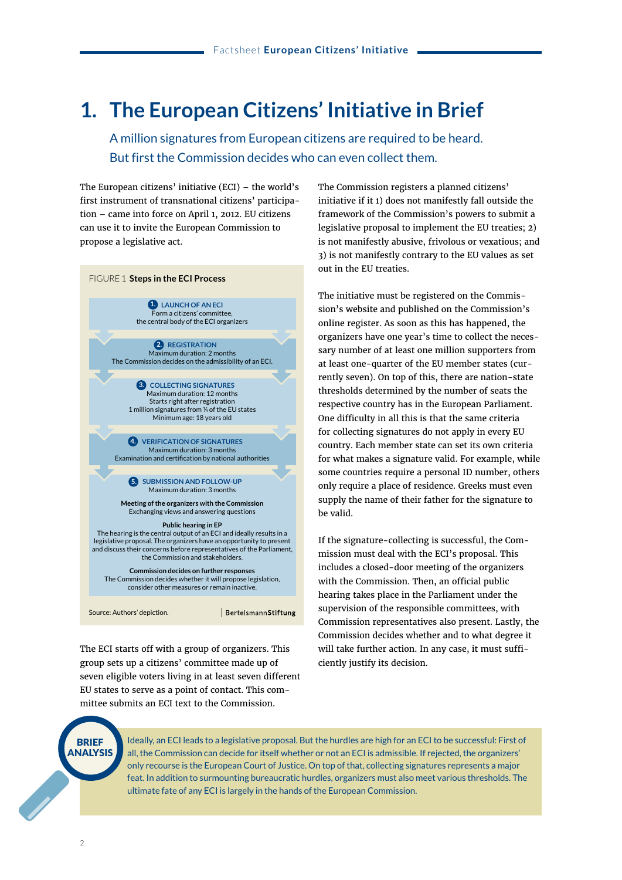# 1. The European Citizens' Initiative in Brief

A million signatures from European citizens are required to be heard. But first the Commission decides who can even collect them.

The European citizens' initiative (ECI) – the world's first instrument of transnational citizens' participation – came into force on April 1, 2012. EU citizens can use it to invite the European Commission to propose a legislative act.

FIGURE 1 **Steps in the ECI Process**

**1. LAUNCH OF AN ECI**
Form a citizens' committee, the central body of the ECI organizers

**2. REGISTRATION**
Maximum duration: 2 months
The Commission decides on the admissibility of an ECI.

**3. COLLECTING SIGNATURES**
Maximum duration: 12 months
Starts right after registration
1 million signatures from ¼ of the EU states
Minimum age: 18 years old

**4. VERIFICATION OF SIGNATURES**
Maximum duration: 3 months
Examination and certification by national authorities

**5. SUBMISSION AND FOLLOW-UP**
Maximum duration: 3 months

**Meeting of the organizers with the Commission**
Exchanging views and answering questions

**Public hearing in EP**
The hearing is the central output of an ECI and ideally results in a legislative proposal. The organizers have an opportunity to present and discuss their concerns before representatives of the Parliament, the Commission and stakeholders.

**Commission decides on further responses**
The Commission decides whether it will propose legislation, consider other measures or remain inactive.

Source: Authors' depiction. | BertelsmannStiftung

The ECI starts off with a group of organizers. This group sets up a citizens' committee made up of seven eligible voters living in at least seven different EU states to serve as a point of contact. This committee submits an ECI text to the Commission.

The Commission registers a planned citizens' initiative if it 1) does not manifestly fall outside the framework of the Commission's powers to submit a legislative proposal to implement the EU treaties; 2) is not manifestly abusive, frivolous or vexatious; and 3) is not manifestly contrary to the EU values as set out in the EU treaties.

The initiative must be registered on the Commission's website and published on the Commission's online register. As soon as this has happened, the organizers have one year's time to collect the necessary number of at least one million supporters from at least one-quarter of the EU member states (currently seven). On top of this, there are nation-state thresholds determined by the number of seats the respective country has in the European Parliament. One difficulty in all this is that the same criteria for collecting signatures do not apply in every EU country. Each member state can set its own criteria for what makes a signature valid. For example, while some countries require a personal ID number, others only require a place of residence. Greeks must even supply the name of their father for the signature to be valid.

If the signature-collecting is successful, the Commission must deal with the ECI's proposal. This includes a closed-door meeting of the organizers with the Commission. Then, an official public hearing takes place in the Parliament under the supervision of the responsible committees, with Commission representatives also present. Lastly, the Commission decides whether and to what degree it will take further action. In any case, it must sufficiently justify its decision.

**BRIEF ANALYSIS**

Ideally, an ECI leads to a legislative proposal. But the hurdles are high for an ECI to be successful: First of all, the Commission can decide for itself whether or not an ECI is admissible. If rejected, the organizers' only recourse is the European Court of Justice. On top of that, collecting signatures represents a major feat. In addition to surmounting bureaucratic hurdles, organizers must also meet various thresholds. The ultimate fate of any ECI is largely in the hands of the European Commission.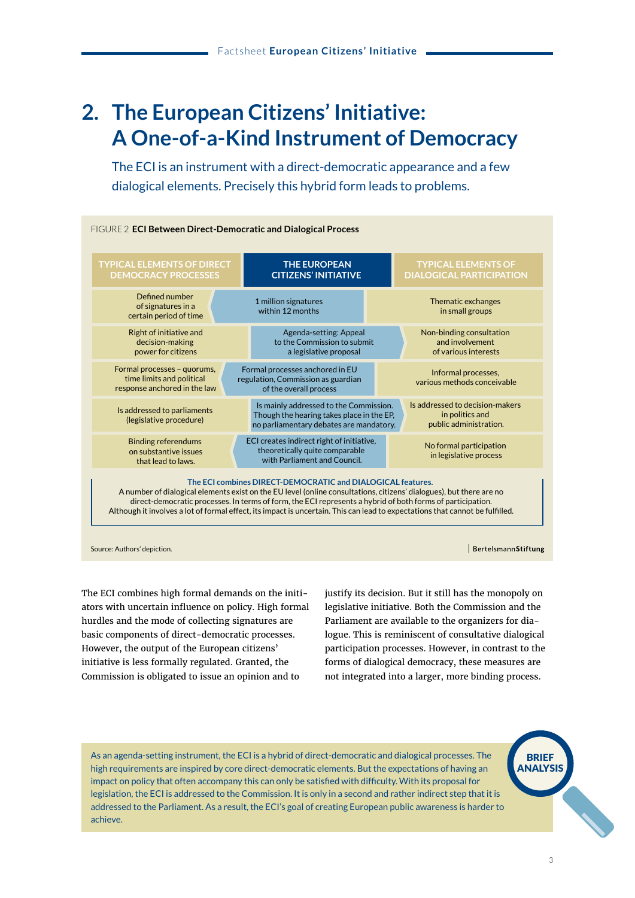## 2. The European Citizens' Initiative: A One-of-a-Kind Instrument of Democracy

The ECI is an instrument with a direct-democratic appearance and a few dialogical elements. Precisely this hybrid form leads to problems.

FIGURE 2 **ECI Between Direct-Democratic and Dialogical Process**

| TYPICAL ELEMENTS OF DIRECT DEMOCRACY PROCESSES | THE EUROPEAN CITIZENS' INITIATIVE | TYPICAL ELEMENTS OF DIALOGICAL PARTICIPATION |
|---|---|---|
| Defined number of signatures in a certain period of time | 1 million signatures within 12 months | Thematic exchanges in small groups |
| Right of initiative and decision-making power for citizens | Agenda-setting: Appeal to the Commission to submit a legislative proposal | Non-binding consultation and involvement of various interests |
| Formal processes – quorums, time limits and political response anchored in the law | Formal processes anchored in EU regulation, Commission as guardian of the overall process | Informal processes, various methods conceivable |
| Is addressed to parliaments (legislative procedure) | Is mainly addressed to the Commission. Though the hearing takes place in the EP, no parliamentary debates are mandatory. | Is addressed to decision-makers in politics and public administration. |
| Binding referendums on substantive issues that lead to laws. | ECI creates indirect right of initiative, theoretically quite comparable with Parliament and Council. | No formal participation in legislative process |

**The ECI combines DIRECT-DEMOCRATIC and DIALOGICAL features.**
A number of dialogical elements exist on the EU level (online consultations, citizens' dialogues), but there are no direct-democratic processes. In terms of form, the ECI represents a hybrid of both forms of participation. Although it involves a lot of formal effect, its impact is uncertain. This can lead to expectations that cannot be fulfilled.

Source: Authors' depiction.

BertelsmannStiftung

The ECI combines high formal demands on the initiators with uncertain influence on policy. High formal hurdles and the mode of collecting signatures are basic components of direct-democratic processes. However, the output of the European citizens' initiative is less formally regulated. Granted, the Commission is obligated to issue an opinion and to justify its decision. But it still has the monopoly on legislative initiative. Both the Commission and the Parliament are available to the organizers for dialogue. This is reminiscent of consultative dialogical participation processes. However, in contrast to the forms of dialogical democracy, these measures are not integrated into a larger, more binding process.

**BRIEF ANALYSIS**

As an agenda-setting instrument, the ECI is a hybrid of direct-democratic and dialogical processes. The high requirements are inspired by core direct-democratic elements. But the expectations of having an impact on policy that often accompany this can only be satisfied with difficulty. With its proposal for legislation, the ECI is addressed to the Commission. It is only in a second and rather indirect step that it is addressed to the Parliament. As a result, the ECI's goal of creating European public awareness is harder to achieve.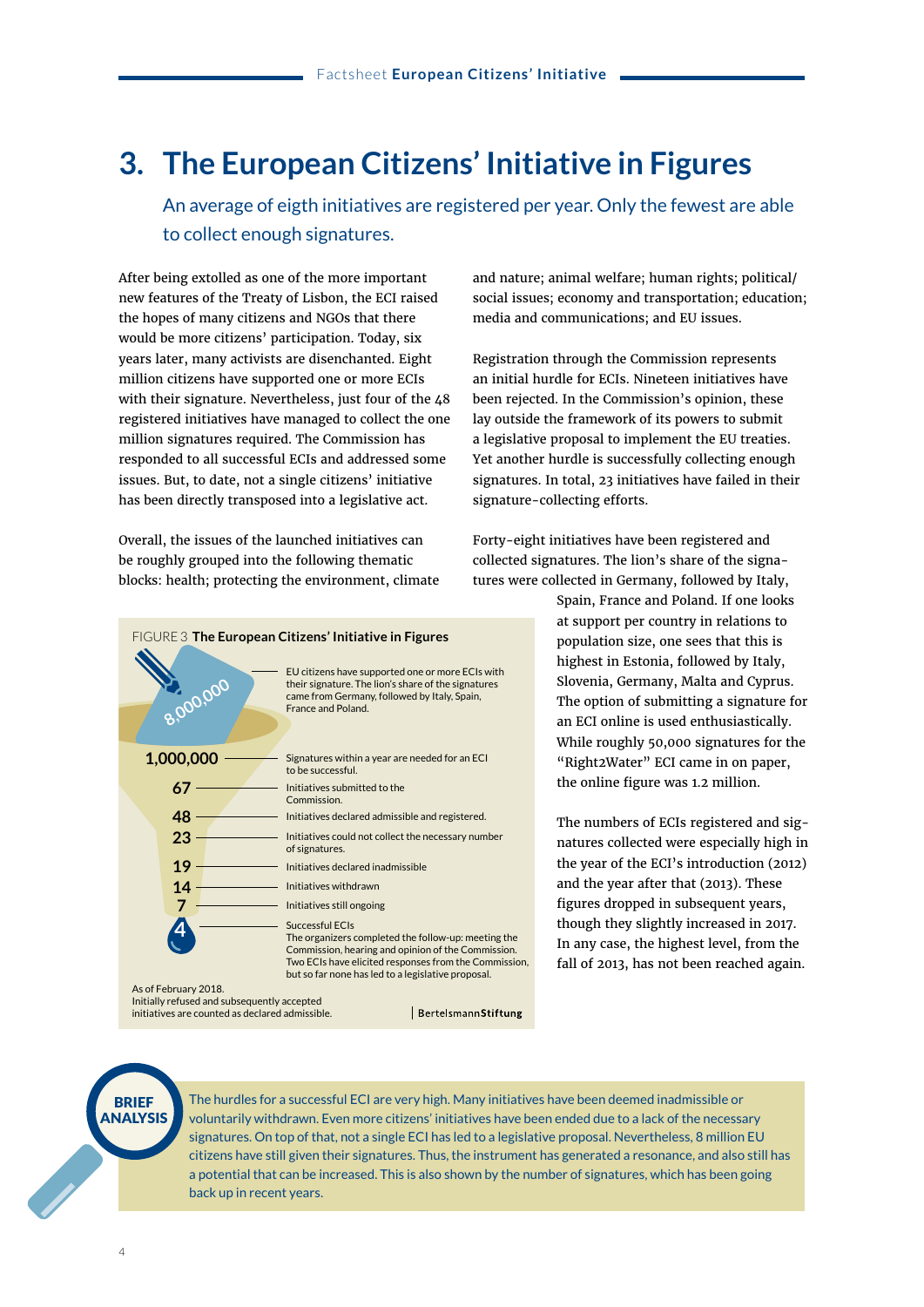# 3. The European Citizens' Initiative in Figures

## An average of eigth initiatives are registered per year. Only the fewest are able to collect enough signatures.

After being extolled as one of the more important new features of the Treaty of Lisbon, the ECI raised the hopes of many citizens and NGOs that there would be more citizens' participation. Today, six years later, many activists are disenchanted. Eight million citizens have supported one or more ECIs with their signature. Nevertheless, just four of the 48 registered initiatives have managed to collect the one million signatures required. The Commission has responded to all successful ECIs and addressed some issues. But, to date, not a single citizens' initiative has been directly transposed into a legislative act.

Overall, the issues of the launched initiatives can be roughly grouped into the following thematic blocks: health; protecting the environment, climate and nature; animal welfare; human rights; political/social issues; economy and transportation; education; media and communications; and EU issues.

Registration through the Commission represents an initial hurdle for ECIs. Nineteen initiatives have been rejected. In the Commission's opinion, these lay outside the framework of its powers to submit a legislative proposal to implement the EU treaties. Yet another hurdle is successfully collecting enough signatures. In total, 23 initiatives have failed in their signature-collecting efforts.

Forty-eight initiatives have been registered and collected signatures. The lion's share of the signatures were collected in Germany, followed by Italy, Spain, France and Poland. If one looks at support per country in relations to population size, one sees that this is highest in Estonia, followed by Italy, Slovenia, Germany, Malta and Cyprus. The option of submitting a signature for an ECI online is used enthusiastically. While roughly 50,000 signatures for the "Right2Water" ECI came in on paper, the online figure was 1.2 million.

The numbers of ECIs registered and signatures collected were especially high in the year of the ECI's introduction (2012) and the year after that (2013). These figures dropped in subsequent years, though they slightly increased in 2017. In any case, the highest level, from the fall of 2013, has not been reached again.

FIGURE 3 **The European Citizens' Initiative in Figures**

| Figure | Description |
|---|---|
| 8,000,000 | EU citizens have supported one or more ECIs with their signature. The lion's share of the signatures came from Germany, followed by Italy, Spain, France and Poland. |
| 1,000,000 | Signatures within a year are needed for an ECI to be successful. |
| 67 | Initiatives submitted to the Commission. |
| 48 | Initiatives declared admissible and registered. |
| 23 | Initiatives could not collect the necessary number of signatures. |
| 19 | Initiatives declared inadmissible |
| 14 | Initiatives withdrawn |
| 7 | Initiatives still ongoing |
| 4 | Successful ECIs. The organizers completed the follow-up: meeting the Commission, hearing and opinion of the Commission. Two ECIs have elicited responses from the Commission, but so far none has led to a legislative proposal. |

As of February 2018.
Initially refused and subsequently accepted initiatives are counted as declared admissible.

BertelsmannStiftung

**BRIEF ANALYSIS**

The hurdles for a successful ECI are very high. Many initiatives have been deemed inadmissible or voluntarily withdrawn. Even more citizens' initiatives have been ended due to a lack of the necessary signatures. On top of that, not a single ECI has led to a legislative proposal. Nevertheless, 8 million EU citizens have still given their signatures. Thus, the instrument has generated a resonance, and also still has a potential that can be increased. This is also shown by the number of signatures, which has been going back up in recent years.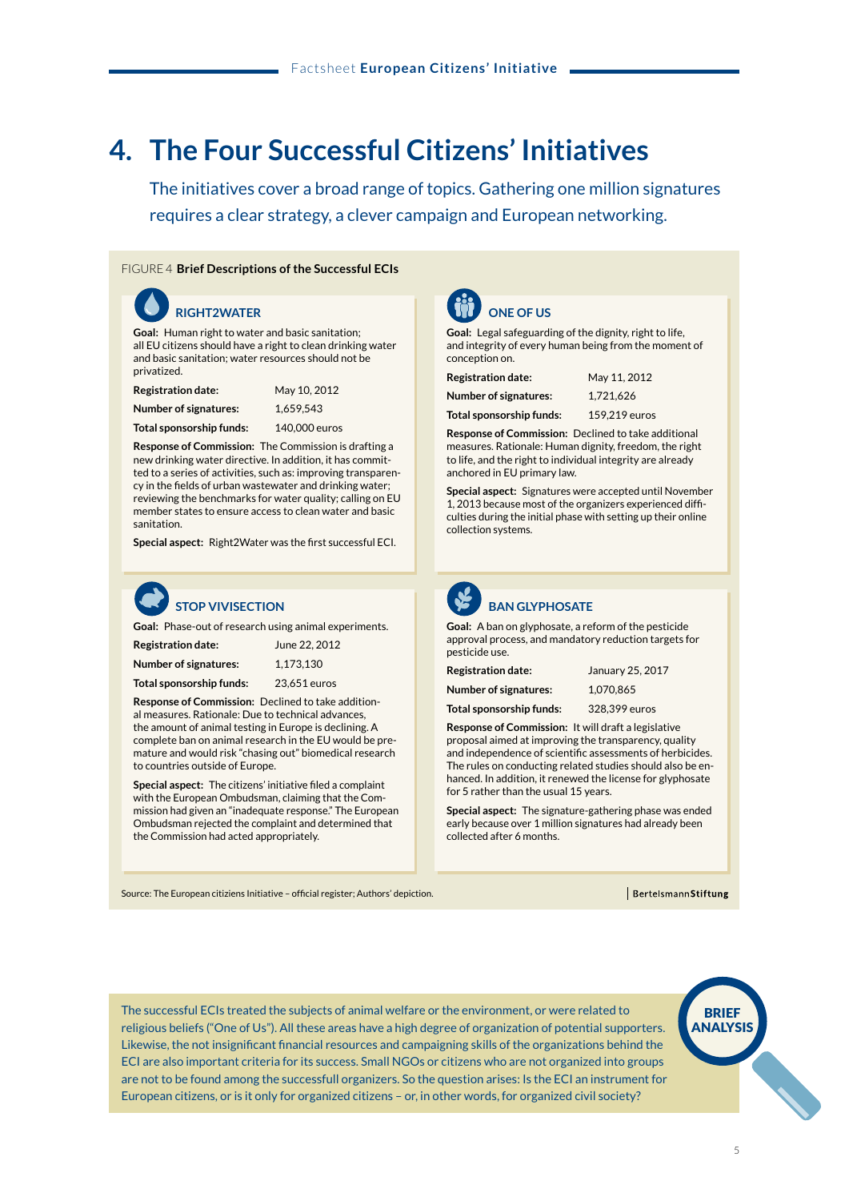# 4. The Four Successful Citizens' Initiatives

The initiatives cover a broad range of topics. Gathering one million signatures requires a clear strategy, a clever campaign and European networking.

FIGURE 4 **Brief Descriptions of the Successful ECIs**

### RIGHT2WATER

**Goal:** Human right to water and basic sanitation; all EU citizens should have a right to clean drinking water and basic sanitation; water resources should not be privatized.

| | |
|---|---|
| **Registration date:** | May 10, 2012 |
| **Number of signatures:** | 1,659,543 |
| **Total sponsorship funds:** | 140,000 euros |

**Response of Commission:** The Commission is drafting a new drinking water directive. In addition, it has committed to a series of activities, such as: improving transparency in the fields of urban wastewater and drinking water; reviewing the benchmarks for water quality; calling on EU member states to ensure access to clean water and basic sanitation.

**Special aspect:** Right2Water was the first successful ECI.

### ONE OF US

**Goal:** Legal safeguarding of the dignity, right to life, and integrity of every human being from the moment of conception on.

| | |
|---|---|
| **Registration date:** | May 11, 2012 |
| **Number of signatures:** | 1,721,626 |
| **Total sponsorship funds:** | 159,219 euros |

**Response of Commission:** Declined to take additional measures. Rationale: Human dignity, freedom, the right to life, and the right to individual integrity are already anchored in EU primary law.

**Special aspect:** Signatures were accepted until November 1, 2013 because most of the organizers experienced difficulties during the initial phase with setting up their online collection systems.

### STOP VIVISECTION

**Goal:** Phase-out of research using animal experiments.

| | |
|---|---|
| **Registration date:** | June 22, 2012 |
| **Number of signatures:** | 1,173,130 |
| **Total sponsorship funds:** | 23,651 euros |

**Response of Commission:** Declined to take additional measures. Rationale: Due to technical advances, the amount of animal testing in Europe is declining. A complete ban on animal research in the EU would be premature and would risk "chasing out" biomedical research to countries outside of Europe.

**Special aspect:** The citizens' initiative filed a complaint with the European Ombudsman, claiming that the Commission had given an "inadequate response." The European Ombudsman rejected the complaint and determined that the Commission had acted appropriately.

### BAN GLYPHOSATE

**Goal:** A ban on glyphosate, a reform of the pesticide approval process, and mandatory reduction targets for pesticide use.

| | |
|---|---|
| **Registration date:** | January 25, 2017 |
| **Number of signatures:** | 1,070,865 |
| **Total sponsorship funds:** | 328,399 euros |

**Response of Commission:** It will draft a legislative proposal aimed at improving the transparency, quality and independence of scientific assessments of herbicides. The rules on conducting related studies should also be enhanced. In addition, it renewed the license for glyphosate for 5 rather than the usual 15 years.

**Special aspect:** The signature-gathering phase was ended early because over 1 million signatures had already been collected after 6 months.

Source: The European citiziens Initiative – official register; Authors' depiction.

BertelsmannStiftung

**BRIEF ANALYSIS**

The successful ECIs treated the subjects of animal welfare or the environment, or were related to religious beliefs ("One of Us"). All these areas have a high degree of organization of potential supporters. Likewise, the not insignificant financial resources and campaigning skills of the organizations behind the ECI are also important criteria for its success. Small NGOs or citizens who are not organized into groups are not to be found among the successfull organizers. So the question arises: Is the ECI an instrument for European citizens, or is it only for organized citizens – or, in other words, for organized civil society?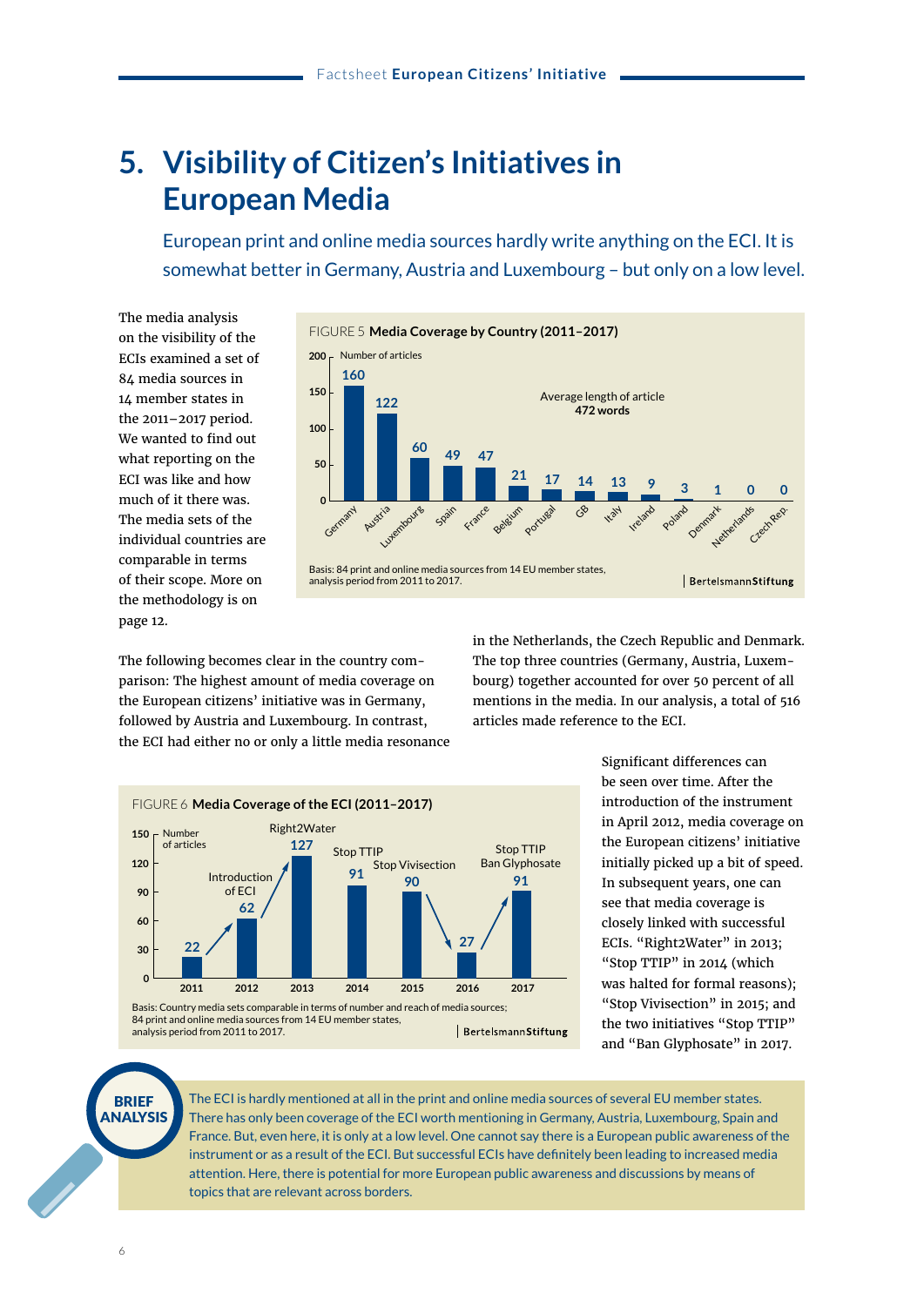# 5. Visibility of Citizen's Initiatives in European Media

European print and online media sources hardly write anything on the ECI. It is somewhat better in Germany, Austria and Luxembourg – but only on a low level.

The media analysis on the visibility of the ECIs examined a set of 84 media sources in 14 member states in the 2011–2017 period. We wanted to find out what reporting on the ECI was like and how much of it there was. The media sets of the individual countries are comparable in terms of their scope. More on the methodology is on page 12.

FIGURE 5 **Media Coverage by Country (2011–2017)**

Number of articles

| Country | Number of articles |
|---|---|
| Germany | 160 |
| Austria | 122 |
| Luxembourg | 60 |
| Spain | 49 |
| France | 47 |
| Belgium | 21 |
| Portugal | 17 |
| GB | 14 |
| Italy | 13 |
| Ireland | 9 |
| Poland | 3 |
| Denmark | 1 |
| Netherlands | 0 |
| Czech Rep. | 0 |

Average length of article **472 words**

Basis: 84 print and online media sources from 14 EU member states, analysis period from 2011 to 2017.

BertelsmannStiftung

The following becomes clear in the country comparison: The highest amount of media coverage on the European citizens' initiative was in Germany, followed by Austria and Luxembourg. In contrast, the ECI had either no or only a little media resonance in the Netherlands, the Czech Republic and Denmark. The top three countries (Germany, Austria, Luxembourg) together accounted for over 50 percent of all mentions in the media. In our analysis, a total of 516 articles made reference to the ECI.

FIGURE 6 **Media Coverage of the ECI (2011–2017)**

Number of articles

| Year | Number of articles | Note |
|---|---|---|
| 2011 | 22 | |
| 2012 | 62 | Introduction of ECI |
| 2013 | 127 | Right2Water |
| 2014 | 91 | Stop TTIP |
| 2015 | 90 | Stop Vivisection |
| 2016 | 27 | |
| 2017 | 91 | Stop TTIP, Ban Glyphosate |

Basis: Country media sets comparable in terms of number and reach of media sources; 84 print and online media sources from 14 EU member states, analysis period from 2011 to 2017.

BertelsmannStiftung

Significant differences can be seen over time. After the introduction of the instrument in April 2012, media coverage on the European citizens' initiative initially picked up a bit of speed. In subsequent years, one can see that media coverage is closely linked with successful ECIs. "Right2Water" in 2013; "Stop TTIP" in 2014 (which was halted for formal reasons); "Stop Vivisection" in 2015; and the two initiatives "Stop TTIP" and "Ban Glyphosate" in 2017.

**BRIEF ANALYSIS**

The ECI is hardly mentioned at all in the print and online media sources of several EU member states. There has only been coverage of the ECI worth mentioning in Germany, Austria, Luxembourg, Spain and France. But, even here, it is only at a low level. One cannot say there is a European public awareness of the instrument or as a result of the ECI. But successful ECIs have definitely been leading to increased media attention. Here, there is potential for more European public awareness and discussions by means of topics that are relevant across borders.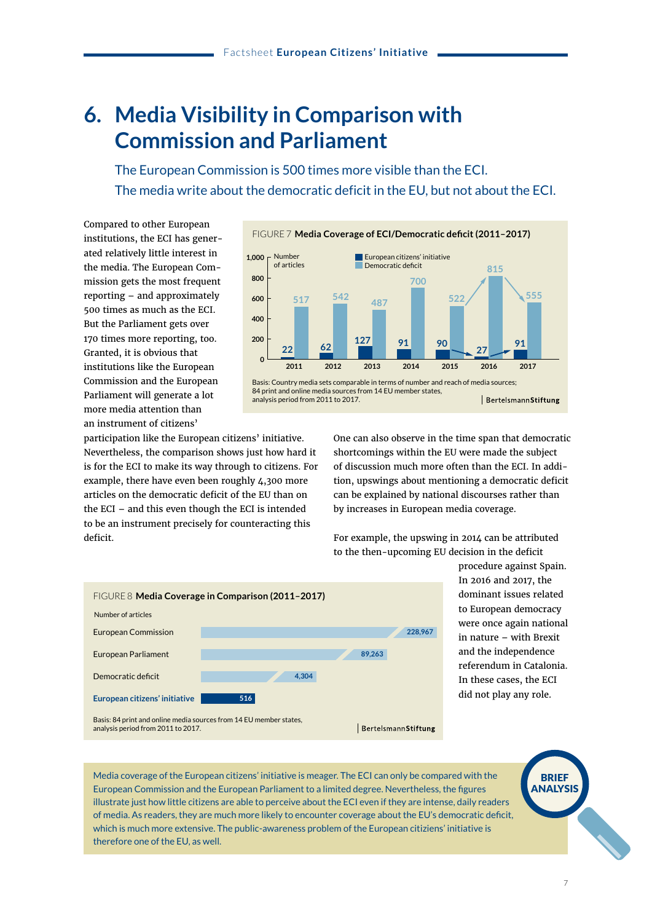# 6. Media Visibility in Comparison with Commission and Parliament

The European Commission is 500 times more visible than the ECI.
The media write about the democratic deficit in the EU, but not about the ECI.

Compared to other European institutions, the ECI has generated relatively little interest in the media. The European Commission gets the most frequent reporting – and approximately 500 times as much as the ECI. But the Parliament gets over 170 times more reporting, too. Granted, it is obvious that institutions like the European Commission and the European Parliament will generate a lot more media attention than an instrument of citizens' participation like the European citizens' initiative. Nevertheless, the comparison shows just how hard it is for the ECI to make its way through to citizens. For example, there have even been roughly 4,300 more articles on the democratic deficit of the EU than on the ECI – and this even though the ECI is intended to be an instrument precisely for counteracting this deficit.

FIGURE 7 **Media Coverage of ECI/Democratic deficit (2011–2017)**

Number of articles

| Year | European citizens' initiative | Democratic deficit |
|---|---|---|
| 2011 | 22 | 517 |
| 2012 | 62 | 542 |
| 2013 | 127 | 487 |
| 2014 | 91 | 700 |
| 2015 | 90 | 522 |
| 2016 | 27 | 815 |
| 2017 | 91 | 555 |

Basis: Country media sets comparable in terms of number and reach of media sources; 84 print and online media sources from 14 EU member states, analysis period from 2011 to 2017.

BertelsmannStiftung

One can also observe in the time span that democratic shortcomings within the EU were made the subject of discussion much more often than the ECI. In addition, upswings about mentioning a democratic deficit can be explained by national discourses rather than by increases in European media coverage.

For example, the upswing in 2014 can be attributed to the then-upcoming EU decision in the deficit procedure against Spain. In 2016 and 2017, the dominant issues related to European democracy were once again national in nature – with Brexit and the independence referendum in Catalonia. In these cases, the ECI did not play any role.

FIGURE 8 **Media Coverage in Comparison (2011–2017)**

| | Number of articles |
|---|---|
| European Commission | 228,967 |
| European Parliament | 89,263 |
| Democratic deficit | 4,304 |
| **European citizens' initiative** | 516 |

Basis: 84 print and online media sources from 14 EU member states, analysis period from 2011 to 2017.

BertelsmannStiftung

**BRIEF ANALYSIS**

Media coverage of the European citizens' initiative is meager. The ECI can only be compared with the European Commission and the European Parliament to a limited degree. Nevertheless, the figures illustrate just how little citizens are able to perceive about the ECI even if they are intense, daily readers of media. As readers, they are much more likely to encounter coverage about the EU's democratic deficit, which is much more extensive. The public-awareness problem of the European citiziens' initiative is therefore one of the EU, as well.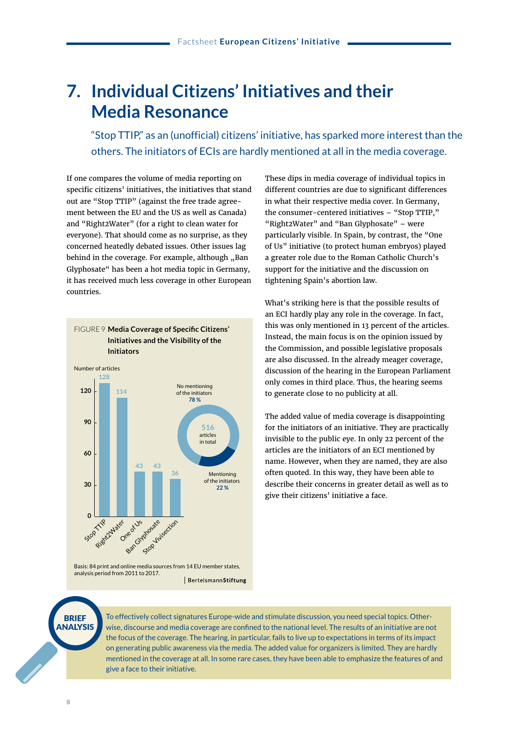# 7. Individual Citizens' Initiatives and their Media Resonance

"Stop TTIP," as an (unofficial) citizens' initiative, has sparked more interest than the others. The initiators of ECIs are hardly mentioned at all in the media coverage.

If one compares the volume of media reporting on specific citizens' initiatives, the initiatives that stand out are "Stop TTIP" (against the free trade agreement between the EU and the US as well as Canada) and "Right2Water" (for a right to clean water for everyone). That should come as no surprise, as they concerned heatedly debated issues. Other issues lag behind in the coverage. For example, although „Ban Glyphosate" has been a hot media topic in Germany, it has received much less coverage in other European countries.

FIGURE 9 **Media Coverage of Specific Citizens' Initiatives and the Visibility of the Initiators**

Number of articles

| Initiative | Number of articles |
|---|---|
| Stop TTIP | 128 |
| Right2Water | 114 |
| One of Us | 43 |
| Ban Glyphosate | 43 |
| Stop Vivisection | 36 |

516 articles in total

| | Share |
|---|---|
| No mentioning of the initiators | 78 % |
| Mentioning of the initiators | 22 % |

Basis: 84 print and online media sources from 14 EU member states, analysis period from 2011 to 2017.

BertelsmannStiftung

These dips in media coverage of individual topics in different countries are due to significant differences in what their respective media cover. In Germany, the consumer-centered initiatives – "Stop TTIP," "Right2Water" and "Ban Glyphosate" – were particularly visible. In Spain, by contrast, the "One of Us" initiative (to protect human embryos) played a greater role due to the Roman Catholic Church's support for the initiative and the discussion on tightening Spain's abortion law.

What's striking here is that the possible results of an ECI hardly play any role in the coverage. In fact, this was only mentioned in 13 percent of the articles. Instead, the main focus is on the opinion issued by the Commission, and possible legislative proposals are also discussed. In the already meager coverage, discussion of the hearing in the European Parliament only comes in third place. Thus, the hearing seems to generate close to no publicity at all.

The added value of media coverage is disappointing for the initiators of an initiative. They are practically invisible to the public eye. In only 22 percent of the articles are the initiators of an ECI mentioned by name. However, when they are named, they are also often quoted. In this way, they have been able to describe their concerns in greater detail as well as to give their citizens' initiative a face.

**BRIEF ANALYSIS**

To effectively collect signatures Europe-wide and stimulate discussion, you need special topics. Otherwise, discourse and media coverage are confined to the national level. The results of an initiative are not the focus of the coverage. The hearing, in particular, fails to live up to expectations in terms of its impact on generating public awareness via the media. The added value for organizers is limited. They are hardly mentioned in the coverage at all. In some rare cases, they have been able to emphasize the features of and give a face to their initiative.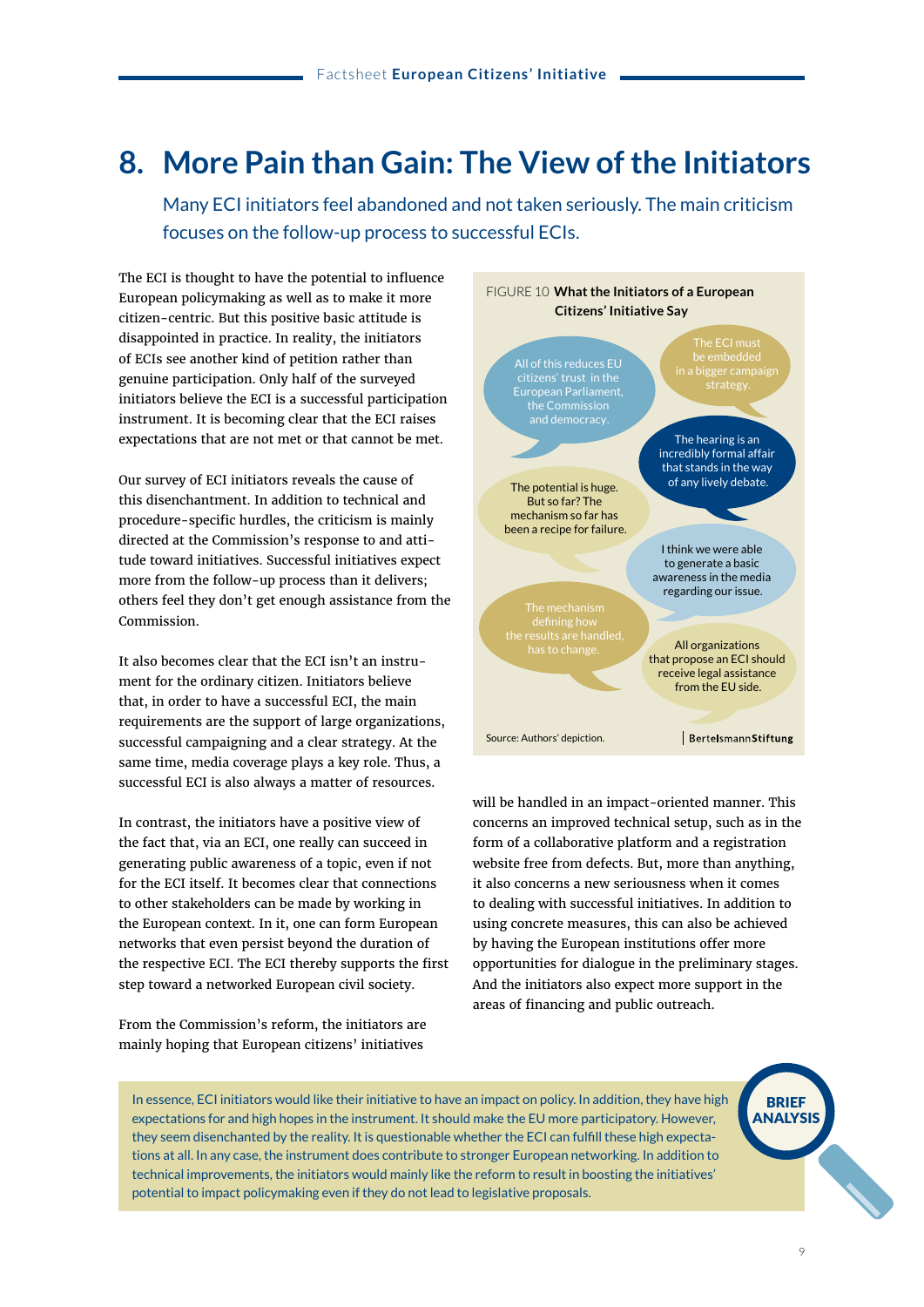# 8. More Pain than Gain: The View of the Initiators

Many ECI initiators feel abandoned and not taken seriously. The main criticism focuses on the follow-up process to successful ECIs.

The ECI is thought to have the potential to influence European policymaking as well as to make it more citizen-centric. But this positive basic attitude is disappointed in practice. In reality, the initiators of ECIs see another kind of petition rather than genuine participation. Only half of the surveyed initiators believe the ECI is a successful participation instrument. It is becoming clear that the ECI raises expectations that are not met or that cannot be met.

Our survey of ECI initiators reveals the cause of this disenchantment. In addition to technical and procedure-specific hurdles, the criticism is mainly directed at the Commission's response to and attitude toward initiatives. Successful initiatives expect more from the follow-up process than it delivers; others feel they don't get enough assistance from the Commission.

It also becomes clear that the ECI isn't an instrument for the ordinary citizen. Initiators believe that, in order to have a successful ECI, the main requirements are the support of large organizations, successful campaigning and a clear strategy. At the same time, media coverage plays a key role. Thus, a successful ECI is also always a matter of resources.

In contrast, the initiators have a positive view of the fact that, via an ECI, one really can succeed in generating public awareness of a topic, even if not for the ECI itself. It becomes clear that connections to other stakeholders can be made by working in the European context. In it, one can form European networks that even persist beyond the duration of the respective ECI. The ECI thereby supports the first step toward a networked European civil society.

From the Commission's reform, the initiators are mainly hoping that European citizens' initiatives will be handled in an impact-oriented manner. This concerns an improved technical setup, such as in the form of a collaborative platform and a registration website free from defects. But, more than anything, it also concerns a new seriousness when it comes to dealing with successful initiatives. In addition to using concrete measures, this can also be achieved by having the European institutions offer more opportunities for dialogue in the preliminary stages. And the initiators also expect more support in the areas of financing and public outreach.

FIGURE 10 **What the Initiators of a European Citizens' Initiative Say**

- All of this reduces EU citizens' trust in the European Parliament, the Commission and democracy.
- The ECI must be embedded in a bigger campaign strategy.
- The hearing is an incredibly formal affair that stands in the way of any lively debate.
- The potential is huge. But so far? The mechanism so far has been a recipe for failure.
- I think we were able to generate a basic awareness in the media regarding our issue.
- The mechanism defining how the results are handled, has to change.
- All organizations that propose an ECI should receive legal assistance from the EU side.

Source: Authors' depiction.

**BRIEF ANALYSIS**

In essence, ECI initiators would like their initiative to have an impact on policy. In addition, they have high expectations for and high hopes in the instrument. It should make the EU more participatory. However, they seem disenchanted by the reality. It is questionable whether the ECI can fulfill these high expectations at all. In any case, the instrument does contribute to stronger European networking. In addition to technical improvements, the initiators would mainly like the reform to result in boosting the initiatives' potential to impact policymaking even if they do not lead to legislative proposals.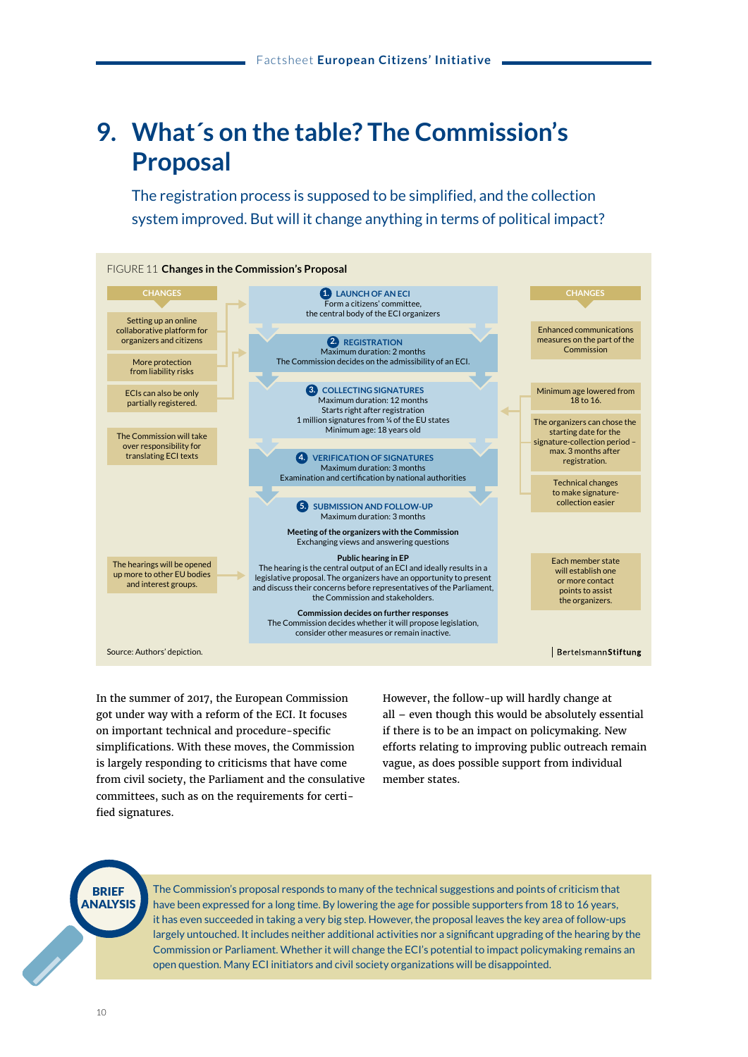# 9. What´s on the table? The Commission's Proposal

The registration process is supposed to be simplified, and the collection system improved. But will it change anything in terms of political impact?

FIGURE 11 **Changes in the Commission's Proposal**

| CHANGES | ECI process | CHANGES |
|---|---|---|
| Setting up an online collaborative platform for organizers and citizens | **1. LAUNCH OF AN ECI**<br>Form a citizens' committee, the central body of the ECI organizers | |
| More protection from liability risks | **2. REGISTRATION**<br>Maximum duration: 2 months<br>The Commission decides on the admissibility of an ECI. | Enhanced communications measures on the part of the Commission |
| ECIs can also be only partially registered. | **3. COLLECTING SIGNATURES**<br>Maximum duration: 12 months<br>Starts right after registration<br>1 million signatures from ¼ of the EU states<br>Minimum age: 18 years old | Minimum age lowered from 18 to 16.<br>The organizers can chose the starting date for the signature-collection period – max. 3 months after registration.<br>Technical changes to make signature-collection easier |
| The Commission will take over responsibility for translating ECI texts | **4. VERIFICATION OF SIGNATURES**<br>Maximum duration: 3 months<br>Examination and certification by national authorities | |
| The hearings will be opened up more to other EU bodies and interest groups. | **5. SUBMISSION AND FOLLOW-UP**<br>Maximum duration: 3 months<br>**Meeting of the organizers with the Commission**<br>Exchanging views and answering questions<br>**Public hearing in EP**<br>The hearing is the central output of an ECI and ideally results in a legislative proposal. The organizers have an opportunity to present and discuss their concerns before representatives of the Parliament, the Commission and stakeholders.<br>**Commission decides on further responses**<br>The Commission decides whether it will propose legislation, consider other measures or remain inactive. | Each member state will establish one or more contact points to assist the organizers. |

Source: Authors' depiction.

In the summer of 2017, the European Commission got under way with a reform of the ECI. It focuses on important technical and procedure-specific simplifications. With these moves, the Commission is largely responding to criticisms that have come from civil society, the Parliament and the consulative committees, such as on the requirements for certified signatures.

However, the follow-up will hardly change at all – even though this would be absolutely essential if there is to be an impact on policymaking. New efforts relating to improving public outreach remain vague, as does possible support from individual member states.

**BRIEF ANALYSIS**

The Commission's proposal responds to many of the technical suggestions and points of criticism that have been expressed for a long time. By lowering the age for possible supporters from 18 to 16 years, it has even succeeded in taking a very big step. However, the proposal leaves the key area of follow-ups largely untouched. It includes neither additional activities nor a significant upgrading of the hearing by the Commission or Parliament. Whether it will change the ECI's potential to impact policymaking remains an open question. Many ECI initiators and civil society organizations will be disappointed.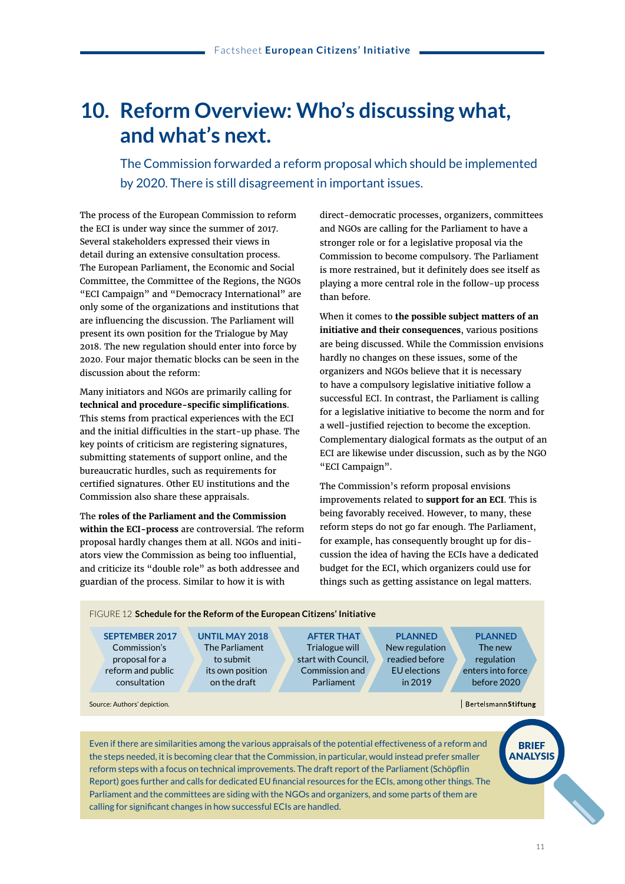# 10. Reform Overview: Who's discussing what, and what's next.

The Commission forwarded a reform proposal which should be implemented by 2020. There is still disagreement in important issues.

The process of the European Commission to reform the ECI is under way since the summer of 2017. Several stakeholders expressed their views in detail during an extensive consultation process. The European Parliament, the Economic and Social Committee, the Committee of the Regions, the NGOs "ECI Campaign" and "Democracy International" are only some of the organizations and institutions that are influencing the discussion. The Parliament will present its own position for the Trialogue by May 2018. The new regulation should enter into force by 2020. Four major thematic blocks can be seen in the discussion about the reform:

Many initiators and NGOs are primarily calling for **technical and procedure-specific simplifications**. This stems from practical experiences with the ECI and the initial difficulties in the start-up phase. The key points of criticism are registering signatures, submitting statements of support online, and the bureaucratic hurdles, such as requirements for certified signatures. Other EU institutions and the Commission also share these appraisals.

The **roles of the Parliament and the Commission within the ECI-process** are controversial. The reform proposal hardly changes them at all. NGOs and initiators view the Commission as being too influential, and criticize its "double role" as both addressee and guardian of the process. Similar to how it is with direct-democratic processes, organizers, committees and NGOs are calling for the Parliament to have a stronger role or for a legislative proposal via the Commission to become compulsory. The Parliament is more restrained, but it definitely does see itself as playing a more central role in the follow-up process than before.

When it comes to **the possible subject matters of an initiative and their consequences**, various positions are being discussed. While the Commission envisions hardly no changes on these issues, some of the organizers and NGOs believe that it is necessary to have a compulsory legislative initiative follow a successful ECI. In contrast, the Parliament is calling for a legislative initiative to become the norm and for a well-justified rejection to become the exception. Complementary dialogical formats as the output of an ECI are likewise under discussion, such as by the NGO "ECI Campaign".

The Commission's reform proposal envisions improvements related to **support for an ECI**. This is being favorably received. However, to many, these reform steps do not go far enough. The Parliament, for example, has consequently brought up for discussion the idea of having the ECIs have a dedicated budget for the ECI, which organizers could use for things such as getting assistance on legal matters.

FIGURE 12 **Schedule for the Reform of the European Citizens' Initiative**

| SEPTEMBER 2017 | UNTIL MAY 2018 | AFTER THAT | PLANNED | PLANNED |
|---|---|---|---|---|
| Commission's proposal for a reform and public consultation | The Parliament to submit its own position on the draft | Trialogue will start with Council, Commission and Parliament | New regulation readied before EU elections in 2019 | The new regulation enters into force before 2020 |

Source: Authors' depiction.

BertelsmannStiftung

**BRIEF ANALYSIS**

Even if there are similarities among the various appraisals of the potential effectiveness of a reform and the steps needed, it is becoming clear that the Commission, in particular, would instead prefer smaller reform steps with a focus on technical improvements. The draft report of the Parliament (Schöpflin Report) goes further and calls for dedicated EU financial resources for the ECIs, among other things. The Parliament and the committees are siding with the NGOs and organizers, and some parts of them are calling for significant changes in how successful ECIs are handled.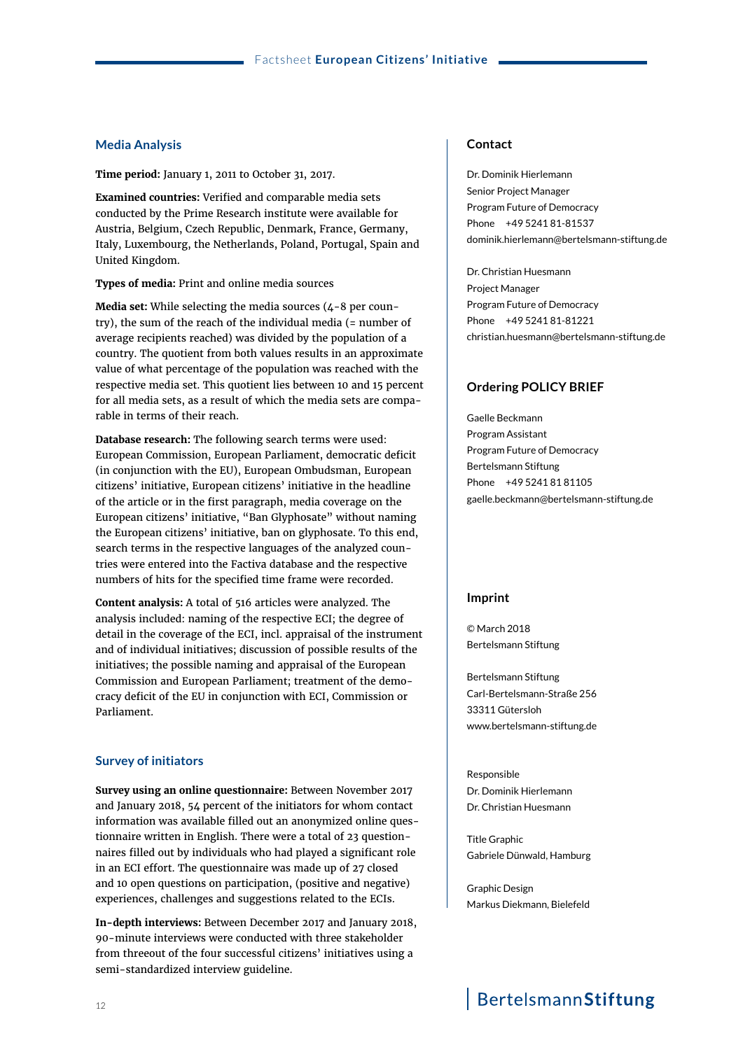## Media Analysis

**Time period:** January 1, 2011 to October 31, 2017.

**Examined countries:** Verified and comparable media sets conducted by the Prime Research institute were available for Austria, Belgium, Czech Republic, Denmark, France, Germany, Italy, Luxembourg, the Netherlands, Poland, Portugal, Spain and United Kingdom.

**Types of media:** Print and online media sources

**Media set:** While selecting the media sources (4–8 per country), the sum of the reach of the individual media (= number of average recipients reached) was divided by the population of a country. The quotient from both values results in an approximate value of what percentage of the population was reached with the respective media set. This quotient lies between 10 and 15 percent for all media sets, as a result of which the media sets are comparable in terms of their reach.

**Database research:** The following search terms were used: European Commission, European Parliament, democratic deficit (in conjunction with the EU), European Ombudsman, European citizens' initiative, European citizens' initiative in the headline of the article or in the first paragraph, media coverage on the European citizens' initiative, "Ban Glyphosate" without naming the European citizens' initiative, ban on glyphosate. To this end, search terms in the respective languages of the analyzed countries were entered into the Factiva database and the respective numbers of hits for the specified time frame were recorded.

**Content analysis:** A total of 516 articles were analyzed. The analysis included: naming of the respective ECI; the degree of detail in the coverage of the ECI, incl. appraisal of the instrument and of individual initiatives; discussion of possible results of the initiatives; the possible naming and appraisal of the European Commission and European Parliament; treatment of the democracy deficit of the EU in conjunction with ECI, Commission or Parliament.

## Survey of initiators

**Survey using an online questionnaire:** Between November 2017 and January 2018, 54 percent of the initiators for whom contact information was available filled out an anonymized online questionnaire written in English. There were a total of 23 questionnaires filled out by individuals who had played a significant role in an ECI effort. The questionnaire was made up of 27 closed and 10 open questions on participation, (positive and negative) experiences, challenges and suggestions related to the ECIs.

**In-depth interviews:** Between December 2017 and January 2018, 90-minute interviews were conducted with three stakeholder from threeout of the four successful citizens' initiatives using a semi-standardized interview guideline.

### Contact

Dr. Dominik Hierlemann
Senior Project Manager
Program Future of Democracy
Phone +49 5241 81-81537
dominik.hierlemann@bertelsmann-stiftung.de

Dr. Christian Huesmann
Project Manager
Program Future of Democracy
Phone +49 5241 81-81221
christian.huesmann@bertelsmann-stiftung.de

### Ordering POLICY BRIEF

Gaelle Beckmann
Program Assistant
Program Future of Democracy
Bertelsmann Stiftung
Phone +49 5241 81 81105
gaelle.beckmann@bertelsmann-stiftung.de

### Imprint

© March 2018
Bertelsmann Stiftung

Bertelsmann Stiftung
Carl-Bertelsmann-Straße 256
33311 Gütersloh
www.bertelsmann-stiftung.de

Responsible
Dr. Dominik Hierlemann
Dr. Christian Huesmann

Title Graphic
Gabriele Dünwald, Hamburg

Graphic Design
Markus Diekmann, Bielefeld

BertelsmannStiftung